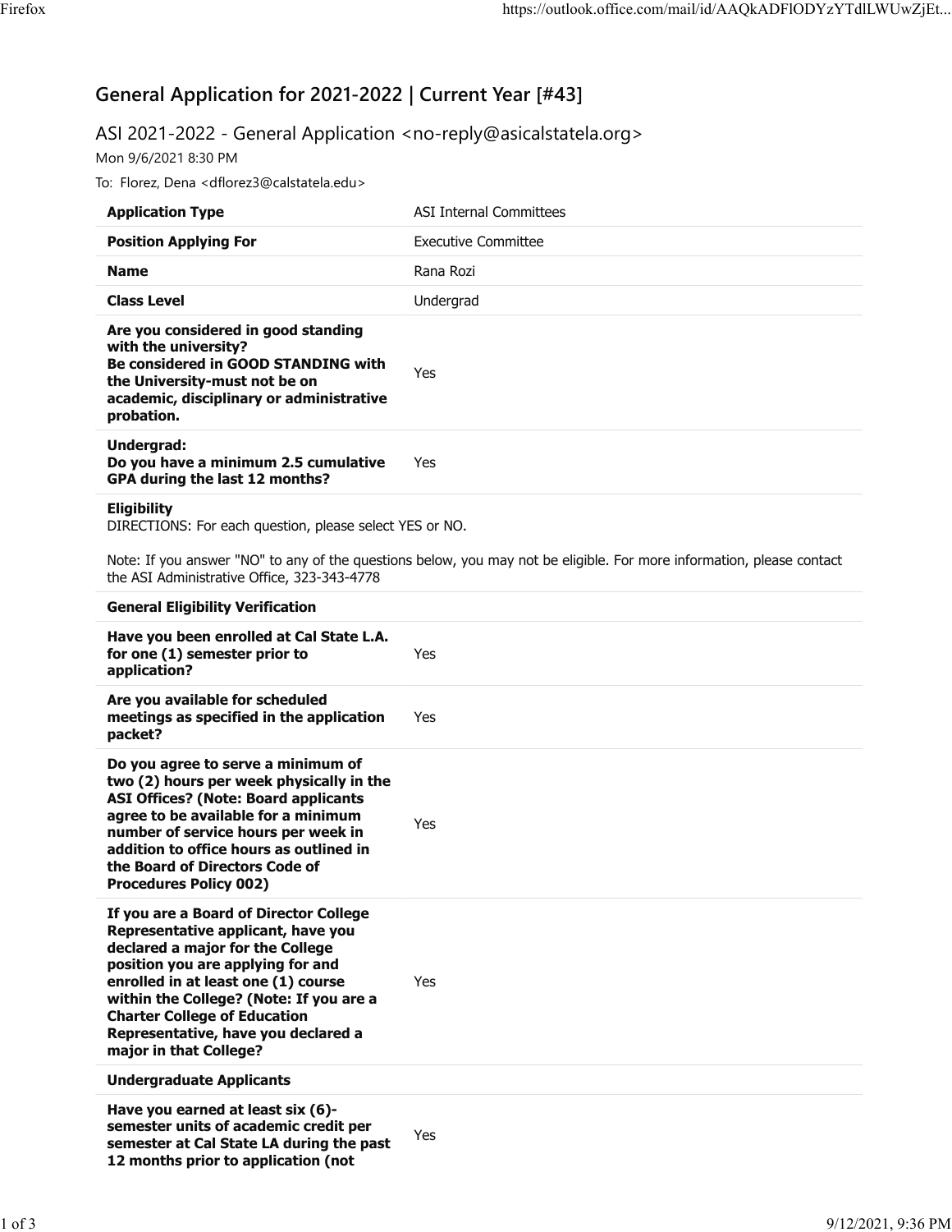# General Application for 2021-2022 | Current Year [#43]

ASI 2021-2022 - General Application <no-reply@asicalstatela.org>

Mon 9/6/2021 8:30 PM

To: Florez, Dena <dflorez3@calstatela.edu>

| | |
|---|---|
| **Application Type** | ASI Internal Committees |
| **Position Applying For** | Executive Committee |
| **Name** | Rana Rozi |
| **Class Level** | Undergrad |
| **Are you considered in good standing with the university? Be considered in GOOD STANDING with the University-must not be on academic, disciplinary or administrative probation.** | Yes |
| **Undergrad: Do you have a minimum 2.5 cumulative GPA during the last 12 months?** | Yes |

**Eligibility**

DIRECTIONS: For each question, please select YES or NO.

Note: If you answer "NO" to any of the questions below, you may not be eligible. For more information, please contact the ASI Administrative Office, 323-343-4778

**General Eligibility Verification**

| | |
|---|---|
| **Have you been enrolled at Cal State L.A. for one (1) semester prior to application?** | Yes |
| **Are you available for scheduled meetings as specified in the application packet?** | Yes |
| **Do you agree to serve a minimum of two (2) hours per week physically in the ASI Offices? (Note: Board applicants agree to be available for a minimum number of service hours per week in addition to office hours as outlined in the Board of Directors Code of Procedures Policy 002)** | Yes |
| **If you are a Board of Director College Representative applicant, have you declared a major for the College position you are applying for and enrolled in at least one (1) course within the College? (Note: If you are a Charter College of Education Representative, have you declared a major in that College?** | Yes |

**Undergraduate Applicants**

| | |
|---|---|
| **Have you earned at least six (6)-semester units of academic credit per semester at Cal State LA during the past 12 months prior to application (not** | Yes |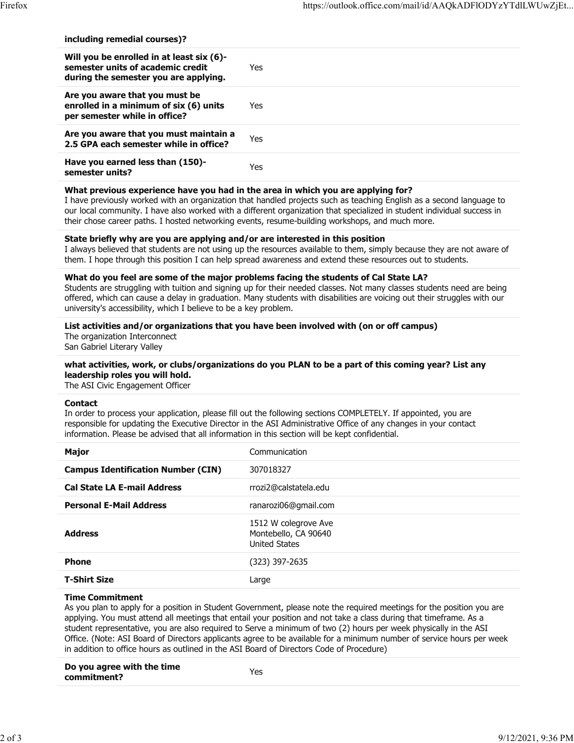**including remedial courses)?**

| | |
|---|---|
| **Will you be enrolled in at least six (6)-semester units of academic credit during the semester you are applying.** | Yes |
| **Are you aware that you must be enrolled in a minimum of six (6) units per semester while in office?** | Yes |
| **Are you aware that you must maintain a 2.5 GPA each semester while in office?** | Yes |
| **Have you earned less than (150)-semester units?** | Yes |

**What previous experience have you had in the area in which you are applying for?**
I have previously worked with an organization that handled projects such as teaching English as a second language to our local community. I have also worked with a different organization that specialized in student individual success in their chose career paths. I hosted networking events, resume-building workshops, and much more.

**State briefly why are you are applying and/or are interested in this position**
I always believed that students are not using up the resources available to them, simply because they are not aware of them. I hope through this position I can help spread awareness and extend these resources out to students.

**What do you feel are some of the major problems facing the students of Cal State LA?**
Students are struggling with tuition and signing up for their needed classes. Not many classes students need are being offered, which can cause a delay in graduation. Many students with disabilities are voicing out their struggles with our university's accessibility, which I believe to be a key problem.

**List activities and/or organizations that you have been involved with (on or off campus)**
The organization Interconnect
San Gabriel Literary Valley

**what activities, work, or clubs/organizations do you PLAN to be a part of this coming year? List any leadership roles you will hold.**
The ASI Civic Engagement Officer

**Contact**
In order to process your application, please fill out the following sections COMPLETELY. If appointed, you are responsible for updating the Executive Director in the ASI Administrative Office of any changes in your contact information. Please be advised that all information in this section will be kept confidential.

| | |
|---|---|
| **Major** | Communication |
| **Campus Identification Number (CIN)** | 307018327 |
| **Cal State LA E-mail Address** | rrozi2@calstatela.edu |
| **Personal E-Mail Address** | ranarozi06@gmail.com |
| **Address** | 1512 W colegrove Ave<br>Montebello, CA 90640<br>United States |
| **Phone** | (323) 397-2635 |
| **T-Shirt Size** | Large |

**Time Commitment**
As you plan to apply for a position in Student Government, please note the required meetings for the position you are applying. You must attend all meetings that entail your position and not take a class during that timeframe. As a student representative, you are also required to Serve a minimum of two (2) hours per week physically in the ASI Office. (Note: ASI Board of Directors applicants agree to be available for a minimum number of service hours per week in addition to office hours as outlined in the ASI Board of Directors Code of Procedure)

| | |
|---|---|
| **Do you agree with the time commitment?** | Yes |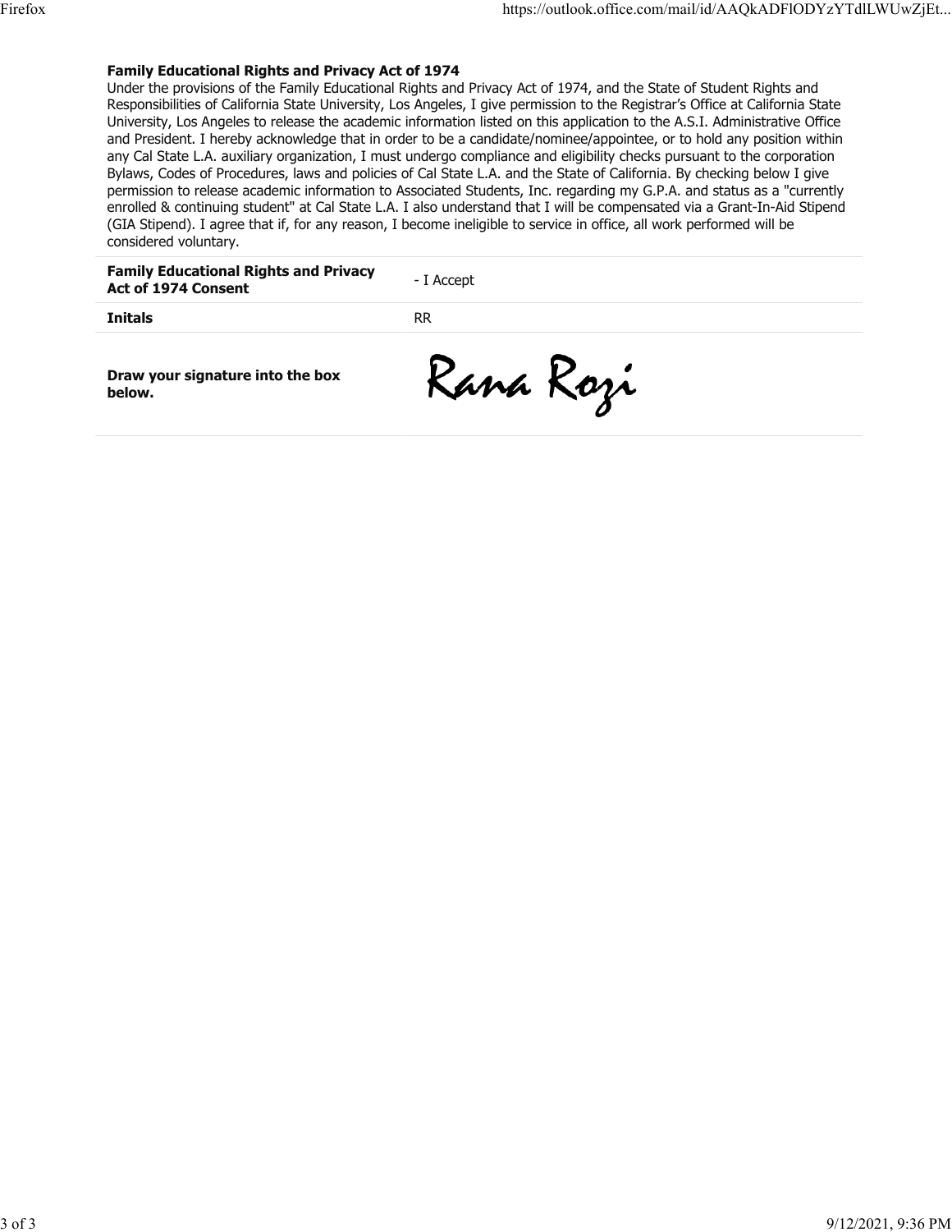**Family Educational Rights and Privacy Act of 1974**

Under the provisions of the Family Educational Rights and Privacy Act of 1974, and the State of Student Rights and Responsibilities of California State University, Los Angeles, I give permission to the Registrar's Office at California State University, Los Angeles to release the academic information listed on this application to the A.S.I. Administrative Office and President. I hereby acknowledge that in order to be a candidate/nominee/appointee, or to hold any position within any Cal State L.A. auxiliary organization, I must undergo compliance and eligibility checks pursuant to the corporation Bylaws, Codes of Procedures, laws and policies of Cal State L.A. and the State of California. By checking below I give permission to release academic information to Associated Students, Inc. regarding my G.P.A. and status as a "currently enrolled & continuing student" at Cal State L.A. I also understand that I will be compensated via a Grant-In-Aid Stipend (GIA Stipend). I agree that if, for any reason, I become ineligible to service in office, all work performed will be considered voluntary.

| | |
|---|---|
| **Family Educational Rights and Privacy Act of 1974 Consent** | - I Accept |
| **Initals** | RR |
| **Draw your signature into the box below.** | Rana Rozi |